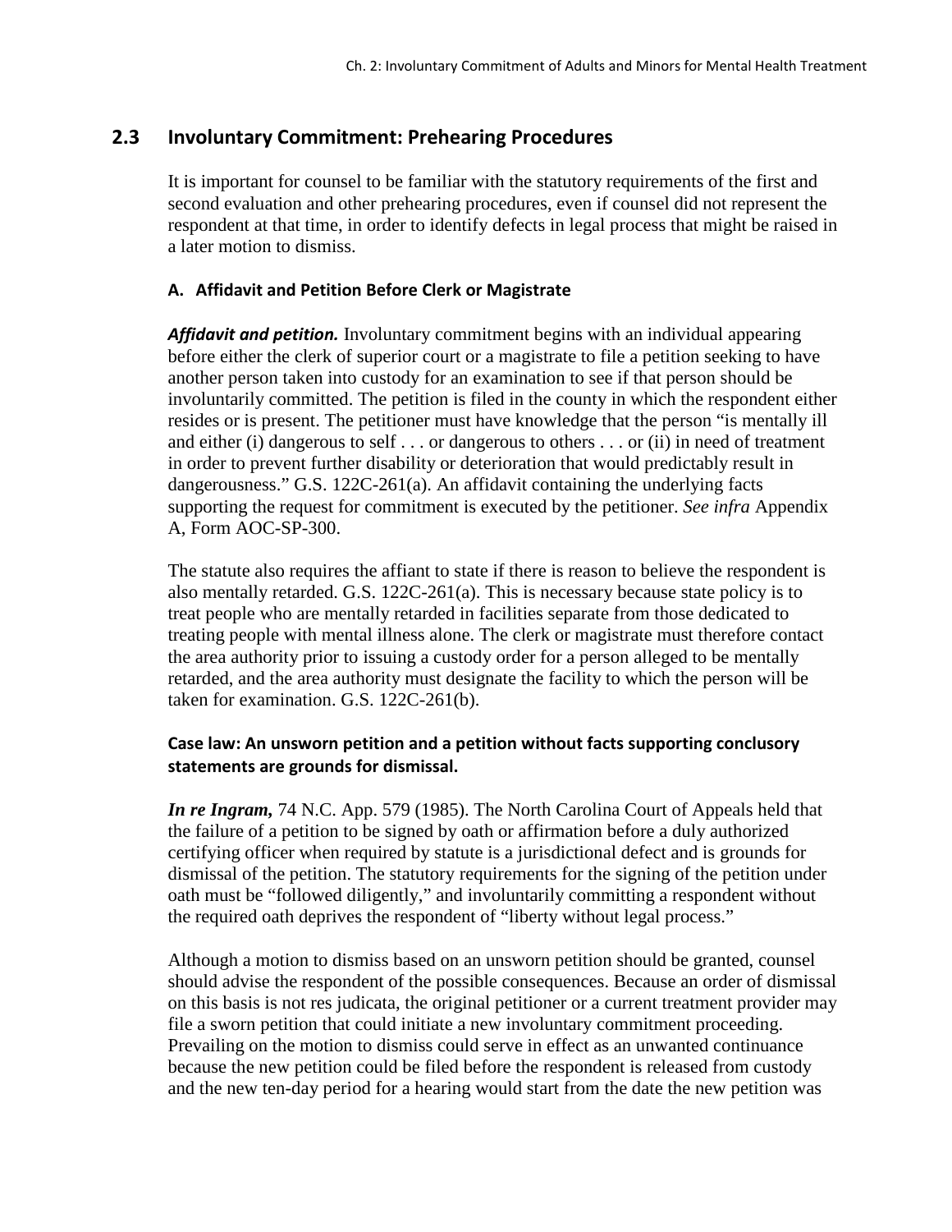## 2.3 Involuntary Commitment: Prehearing Procedures

It is important for counsel to be familiar with the statutory requirements of the first and second evaluation and other prehearing procedures, even if counsel did not represent the respondent at that time, in order to identify defects in legal process that might be raised in a later motion to dismiss.

### A. Affidavit and Petition Before Clerk or Magistrate

***Affidavit and petition.*** Involuntary commitment begins with an individual appearing before either the clerk of superior court or a magistrate to file a petition seeking to have another person taken into custody for an examination to see if that person should be involuntarily committed. The petition is filed in the county in which the respondent either resides or is present. The petitioner must have knowledge that the person "is mentally ill and either (i) dangerous to self . . . or dangerous to others . . . or (ii) in need of treatment in order to prevent further disability or deterioration that would predictably result in dangerousness." G.S. 122C-261(a). An affidavit containing the underlying facts supporting the request for commitment is executed by the petitioner. *See infra* Appendix A, Form AOC-SP-300.

The statute also requires the affiant to state if there is reason to believe the respondent is also mentally retarded. G.S. 122C-261(a). This is necessary because state policy is to treat people who are mentally retarded in facilities separate from those dedicated to treating people with mental illness alone. The clerk or magistrate must therefore contact the area authority prior to issuing a custody order for a person alleged to be mentally retarded, and the area authority must designate the facility to which the person will be taken for examination. G.S. 122C-261(b).

#### Case law: An unsworn petition and a petition without facts supporting conclusory statements are grounds for dismissal.

***In re Ingram,*** 74 N.C. App. 579 (1985). The North Carolina Court of Appeals held that the failure of a petition to be signed by oath or affirmation before a duly authorized certifying officer when required by statute is a jurisdictional defect and is grounds for dismissal of the petition. The statutory requirements for the signing of the petition under oath must be "followed diligently," and involuntarily committing a respondent without the required oath deprives the respondent of "liberty without legal process."

Although a motion to dismiss based on an unsworn petition should be granted, counsel should advise the respondent of the possible consequences. Because an order of dismissal on this basis is not res judicata, the original petitioner or a current treatment provider may file a sworn petition that could initiate a new involuntary commitment proceeding. Prevailing on the motion to dismiss could serve in effect as an unwanted continuance because the new petition could be filed before the respondent is released from custody and the new ten-day period for a hearing would start from the date the new petition was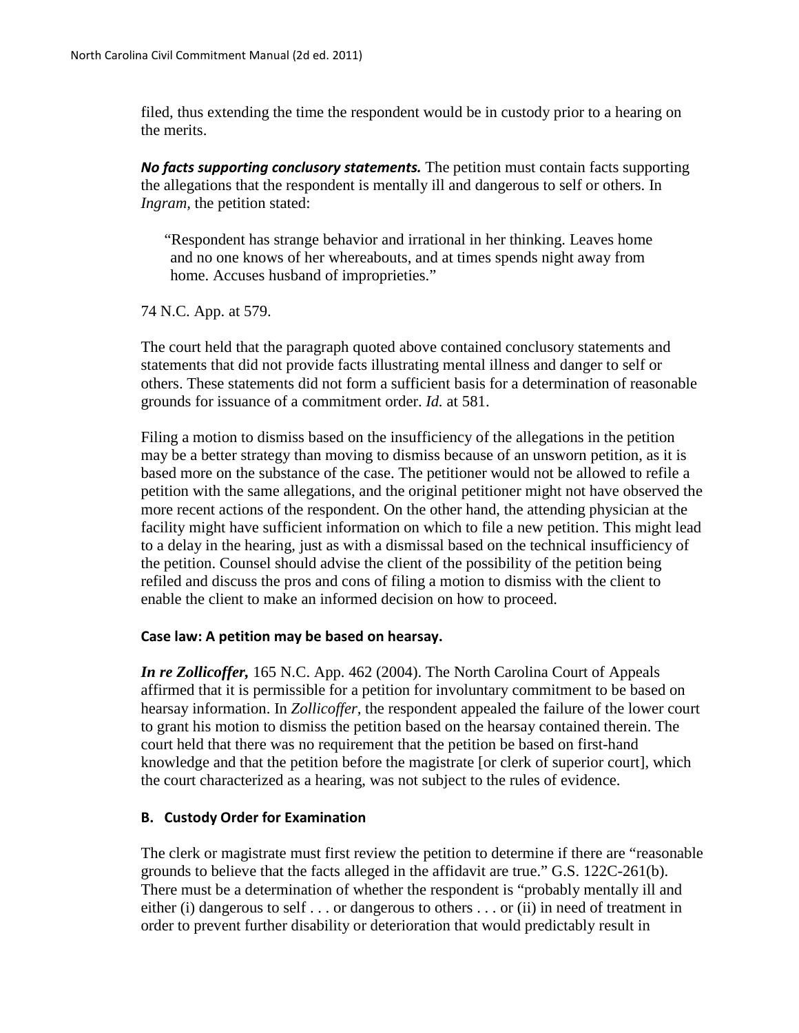filed, thus extending the time the respondent would be in custody prior to a hearing on the merits.

***No facts supporting conclusory statements.*** The petition must contain facts supporting the allegations that the respondent is mentally ill and dangerous to self or others. In *Ingram*, the petition stated:

> "Respondent has strange behavior and irrational in her thinking. Leaves home and no one knows of her whereabouts, and at times spends night away from home. Accuses husband of improprieties."

74 N.C. App. at 579.

The court held that the paragraph quoted above contained conclusory statements and statements that did not provide facts illustrating mental illness and danger to self or others. These statements did not form a sufficient basis for a determination of reasonable grounds for issuance of a commitment order. *Id.* at 581.

Filing a motion to dismiss based on the insufficiency of the allegations in the petition may be a better strategy than moving to dismiss because of an unsworn petition, as it is based more on the substance of the case. The petitioner would not be allowed to refile a petition with the same allegations, and the original petitioner might not have observed the more recent actions of the respondent. On the other hand, the attending physician at the facility might have sufficient information on which to file a new petition. This might lead to a delay in the hearing, just as with a dismissal based on the technical insufficiency of the petition. Counsel should advise the client of the possibility of the petition being refiled and discuss the pros and cons of filing a motion to dismiss with the client to enable the client to make an informed decision on how to proceed.

#### Case law: A petition may be based on hearsay.

***In re Zollicoffer,*** 165 N.C. App. 462 (2004). The North Carolina Court of Appeals affirmed that it is permissible for a petition for involuntary commitment to be based on hearsay information. In *Zollicoffer*, the respondent appealed the failure of the lower court to grant his motion to dismiss the petition based on the hearsay contained therein. The court held that there was no requirement that the petition be based on first-hand knowledge and that the petition before the magistrate [or clerk of superior court], which the court characterized as a hearing, was not subject to the rules of evidence.

### B. Custody Order for Examination

The clerk or magistrate must first review the petition to determine if there are "reasonable grounds to believe that the facts alleged in the affidavit are true." G.S. 122C-261(b). There must be a determination of whether the respondent is "probably mentally ill and either (i) dangerous to self . . . or dangerous to others . . . or (ii) in need of treatment in order to prevent further disability or deterioration that would predictably result in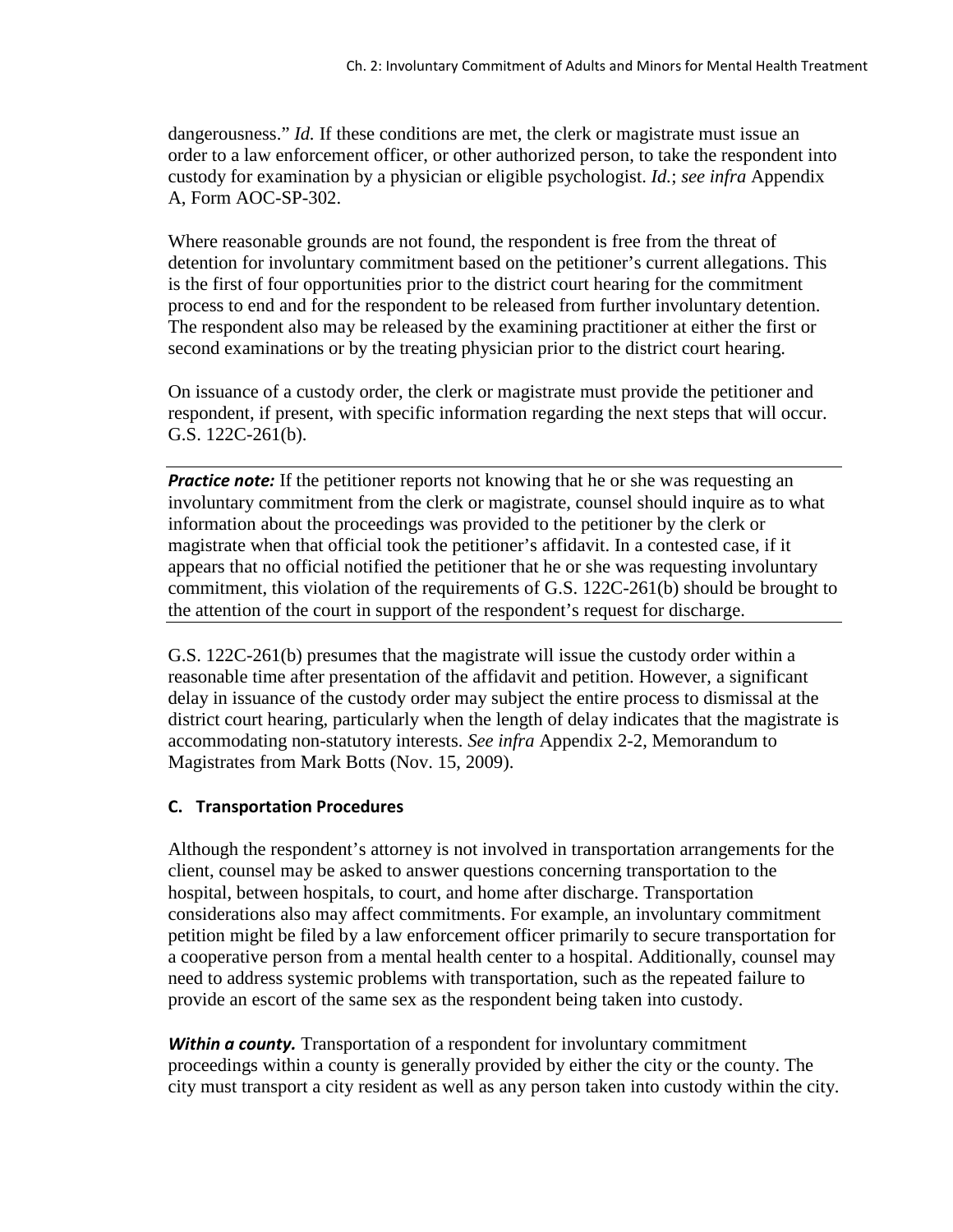dangerousness." *Id.* If these conditions are met, the clerk or magistrate must issue an order to a law enforcement officer, or other authorized person, to take the respondent into custody for examination by a physician or eligible psychologist. *Id.*; *see infra* Appendix A, Form AOC-SP-302.

Where reasonable grounds are not found, the respondent is free from the threat of detention for involuntary commitment based on the petitioner's current allegations. This is the first of four opportunities prior to the district court hearing for the commitment process to end and for the respondent to be released from further involuntary detention. The respondent also may be released by the examining practitioner at either the first or second examinations or by the treating physician prior to the district court hearing.

On issuance of a custody order, the clerk or magistrate must provide the petitioner and respondent, if present, with specific information regarding the next steps that will occur. G.S. 122C-261(b).

***Practice note:*** If the petitioner reports not knowing that he or she was requesting an involuntary commitment from the clerk or magistrate, counsel should inquire as to what information about the proceedings was provided to the petitioner by the clerk or magistrate when that official took the petitioner's affidavit. In a contested case, if it appears that no official notified the petitioner that he or she was requesting involuntary commitment, this violation of the requirements of G.S. 122C-261(b) should be brought to the attention of the court in support of the respondent's request for discharge.

G.S. 122C-261(b) presumes that the magistrate will issue the custody order within a reasonable time after presentation of the affidavit and petition. However, a significant delay in issuance of the custody order may subject the entire process to dismissal at the district court hearing, particularly when the length of delay indicates that the magistrate is accommodating non-statutory interests. *See infra* Appendix 2-2, Memorandum to Magistrates from Mark Botts (Nov. 15, 2009).

### C. Transportation Procedures

Although the respondent's attorney is not involved in transportation arrangements for the client, counsel may be asked to answer questions concerning transportation to the hospital, between hospitals, to court, and home after discharge. Transportation considerations also may affect commitments. For example, an involuntary commitment petition might be filed by a law enforcement officer primarily to secure transportation for a cooperative person from a mental health center to a hospital. Additionally, counsel may need to address systemic problems with transportation, such as the repeated failure to provide an escort of the same sex as the respondent being taken into custody.

***Within a county.*** Transportation of a respondent for involuntary commitment proceedings within a county is generally provided by either the city or the county. The city must transport a city resident as well as any person taken into custody within the city.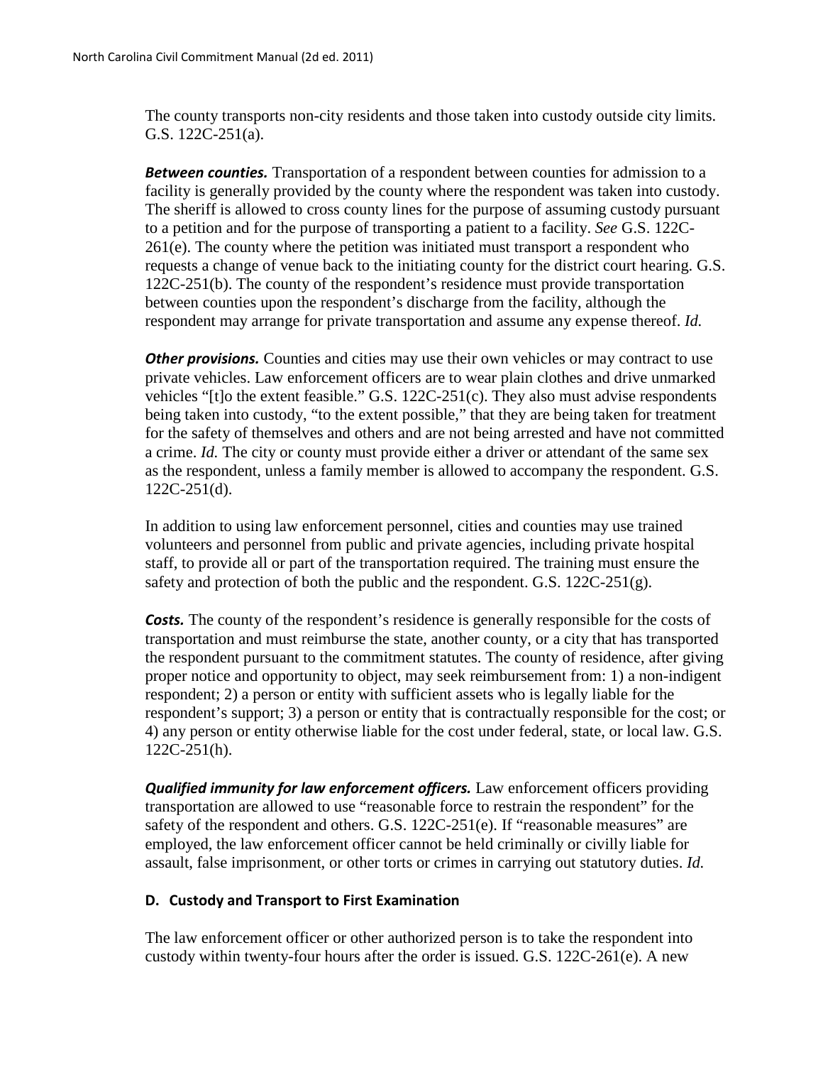The county transports non-city residents and those taken into custody outside city limits. G.S. 122C-251(a).

***Between counties.*** Transportation of a respondent between counties for admission to a facility is generally provided by the county where the respondent was taken into custody. The sheriff is allowed to cross county lines for the purpose of assuming custody pursuant to a petition and for the purpose of transporting a patient to a facility. *See* G.S. 122C-261(e). The county where the petition was initiated must transport a respondent who requests a change of venue back to the initiating county for the district court hearing. G.S. 122C-251(b). The county of the respondent's residence must provide transportation between counties upon the respondent's discharge from the facility, although the respondent may arrange for private transportation and assume any expense thereof. *Id.*

***Other provisions.*** Counties and cities may use their own vehicles or may contract to use private vehicles. Law enforcement officers are to wear plain clothes and drive unmarked vehicles "[t]o the extent feasible." G.S. 122C-251(c). They also must advise respondents being taken into custody, "to the extent possible," that they are being taken for treatment for the safety of themselves and others and are not being arrested and have not committed a crime. *Id.* The city or county must provide either a driver or attendant of the same sex as the respondent, unless a family member is allowed to accompany the respondent. G.S. 122C-251(d).

In addition to using law enforcement personnel, cities and counties may use trained volunteers and personnel from public and private agencies, including private hospital staff, to provide all or part of the transportation required. The training must ensure the safety and protection of both the public and the respondent. G.S. 122C-251(g).

***Costs.*** The county of the respondent's residence is generally responsible for the costs of transportation and must reimburse the state, another county, or a city that has transported the respondent pursuant to the commitment statutes. The county of residence, after giving proper notice and opportunity to object, may seek reimbursement from: 1) a non-indigent respondent; 2) a person or entity with sufficient assets who is legally liable for the respondent's support; 3) a person or entity that is contractually responsible for the cost; or 4) any person or entity otherwise liable for the cost under federal, state, or local law. G.S. 122C-251(h).

***Qualified immunity for law enforcement officers.*** Law enforcement officers providing transportation are allowed to use "reasonable force to restrain the respondent" for the safety of the respondent and others. G.S. 122C-251(e). If "reasonable measures" are employed, the law enforcement officer cannot be held criminally or civilly liable for assault, false imprisonment, or other torts or crimes in carrying out statutory duties. *Id.*

### D. Custody and Transport to First Examination

The law enforcement officer or other authorized person is to take the respondent into custody within twenty-four hours after the order is issued. G.S. 122C-261(e). A new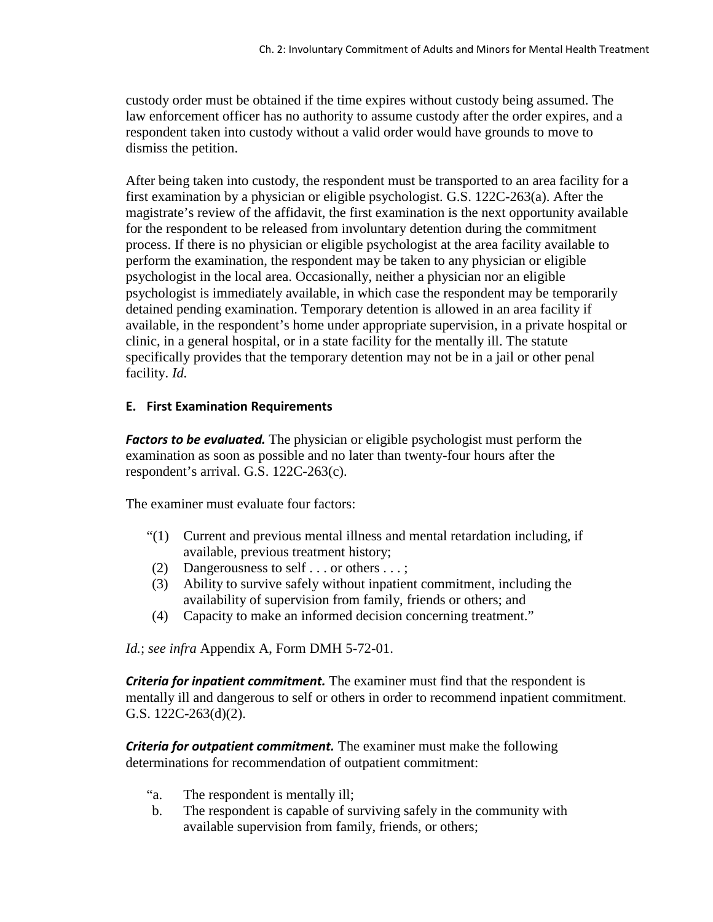custody order must be obtained if the time expires without custody being assumed. The law enforcement officer has no authority to assume custody after the order expires, and a respondent taken into custody without a valid order would have grounds to move to dismiss the petition.

After being taken into custody, the respondent must be transported to an area facility for a first examination by a physician or eligible psychologist. G.S. 122C-263(a). After the magistrate's review of the affidavit, the first examination is the next opportunity available for the respondent to be released from involuntary detention during the commitment process. If there is no physician or eligible psychologist at the area facility available to perform the examination, the respondent may be taken to any physician or eligible psychologist in the local area. Occasionally, neither a physician nor an eligible psychologist is immediately available, in which case the respondent may be temporarily detained pending examination. Temporary detention is allowed in an area facility if available, in the respondent's home under appropriate supervision, in a private hospital or clinic, in a general hospital, or in a state facility for the mentally ill. The statute specifically provides that the temporary detention may not be in a jail or other penal facility. *Id.*

### E. First Examination Requirements

***Factors to be evaluated.*** The physician or eligible psychologist must perform the examination as soon as possible and no later than twenty-four hours after the respondent's arrival. G.S. 122C-263(c).

The examiner must evaluate four factors:

> "(1) Current and previous mental illness and mental retardation including, if available, previous treatment history;
> (2) Dangerousness to self . . . or others . . . ;
> (3) Ability to survive safely without inpatient commitment, including the availability of supervision from family, friends or others; and
> (4) Capacity to make an informed decision concerning treatment."

*Id.*; *see infra* Appendix A, Form DMH 5-72-01.

***Criteria for inpatient commitment.*** The examiner must find that the respondent is mentally ill and dangerous to self or others in order to recommend inpatient commitment. G.S. 122C-263(d)(2).

***Criteria for outpatient commitment.*** The examiner must make the following determinations for recommendation of outpatient commitment:

> "a. The respondent is mentally ill;
> b. The respondent is capable of surviving safely in the community with available supervision from family, friends, or others;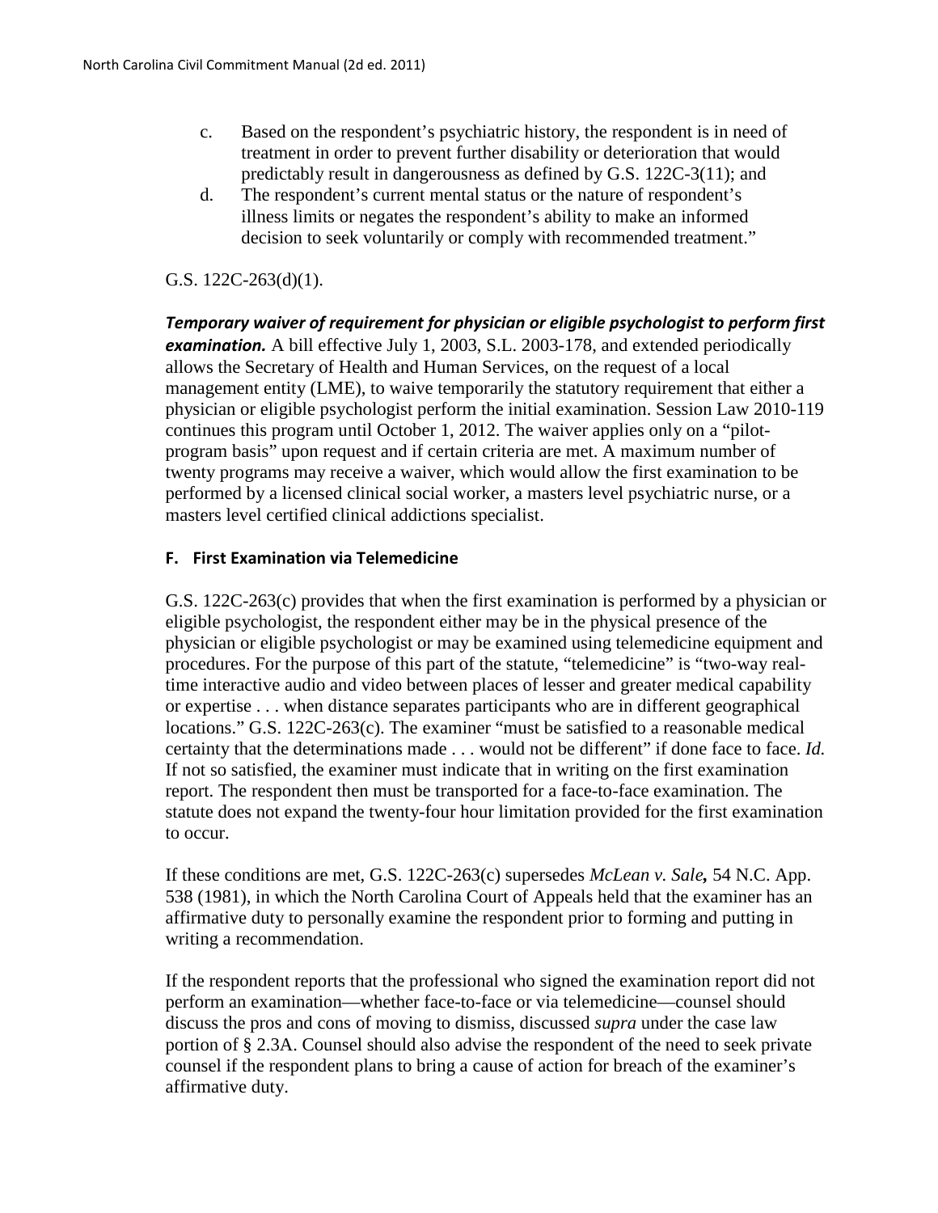c. Based on the respondent's psychiatric history, the respondent is in need of treatment in order to prevent further disability or deterioration that would predictably result in dangerousness as defined by G.S. 122C-3(11); and

d. The respondent's current mental status or the nature of respondent's illness limits or negates the respondent's ability to make an informed decision to seek voluntarily or comply with recommended treatment."

G.S. 122C-263(d)(1).

***Temporary waiver of requirement for physician or eligible psychologist to perform first examination.*** A bill effective July 1, 2003, S.L. 2003-178, and extended periodically allows the Secretary of Health and Human Services, on the request of a local management entity (LME), to waive temporarily the statutory requirement that either a physician or eligible psychologist perform the initial examination. Session Law 2010-119 continues this program until October 1, 2012. The waiver applies only on a "pilot-program basis" upon request and if certain criteria are met. A maximum number of twenty programs may receive a waiver, which would allow the first examination to be performed by a licensed clinical social worker, a masters level psychiatric nurse, or a masters level certified clinical addictions specialist.

### F. First Examination via Telemedicine

G.S. 122C-263(c) provides that when the first examination is performed by a physician or eligible psychologist, the respondent either may be in the physical presence of the physician or eligible psychologist or may be examined using telemedicine equipment and procedures. For the purpose of this part of the statute, "telemedicine" is "two-way real-time interactive audio and video between places of lesser and greater medical capability or expertise . . . when distance separates participants who are in different geographical locations." G.S. 122C-263(c). The examiner "must be satisfied to a reasonable medical certainty that the determinations made . . . would not be different" if done face to face. *Id.* If not so satisfied, the examiner must indicate that in writing on the first examination report. The respondent then must be transported for a face-to-face examination. The statute does not expand the twenty-four hour limitation provided for the first examination to occur.

If these conditions are met, G.S. 122C-263(c) supersedes *McLean v. Sale***,** 54 N.C. App. 538 (1981), in which the North Carolina Court of Appeals held that the examiner has an affirmative duty to personally examine the respondent prior to forming and putting in writing a recommendation.

If the respondent reports that the professional who signed the examination report did not perform an examination—whether face-to-face or via telemedicine—counsel should discuss the pros and cons of moving to dismiss, discussed *supra* under the case law portion of § 2.3A. Counsel should also advise the respondent of the need to seek private counsel if the respondent plans to bring a cause of action for breach of the examiner's affirmative duty.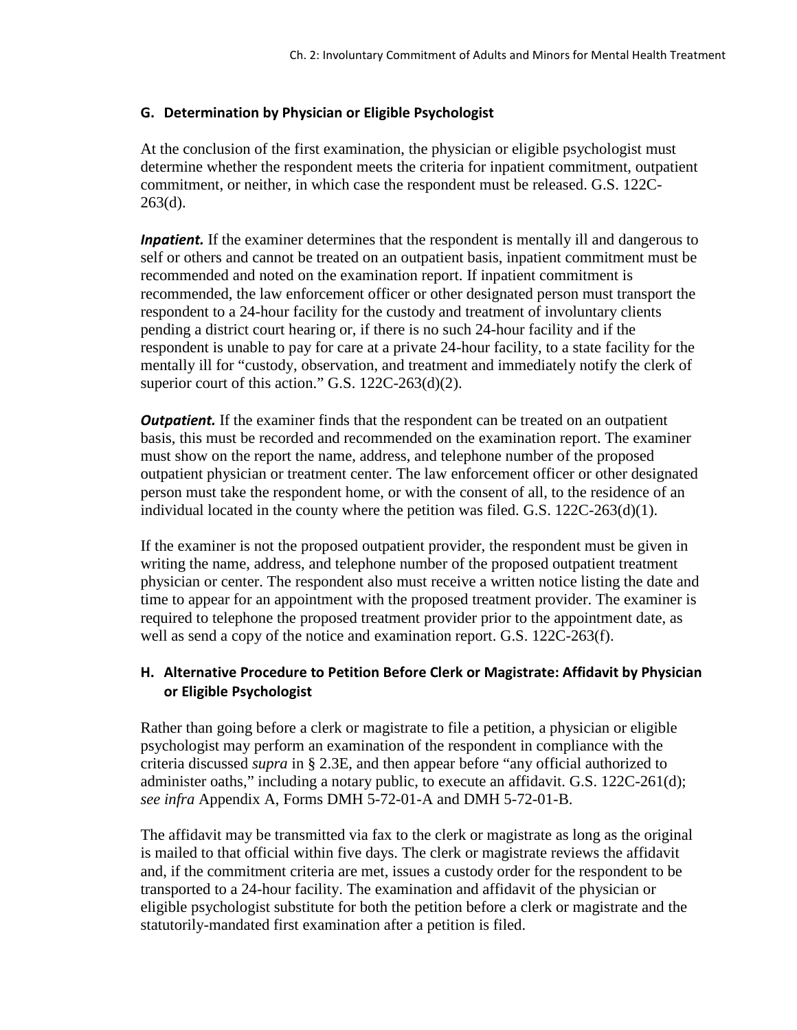## G. Determination by Physician or Eligible Psychologist

At the conclusion of the first examination, the physician or eligible psychologist must determine whether the respondent meets the criteria for inpatient commitment, outpatient commitment, or neither, in which case the respondent must be released. G.S. 122C-263(d).

***Inpatient.*** If the examiner determines that the respondent is mentally ill and dangerous to self or others and cannot be treated on an outpatient basis, inpatient commitment must be recommended and noted on the examination report. If inpatient commitment is recommended, the law enforcement officer or other designated person must transport the respondent to a 24-hour facility for the custody and treatment of involuntary clients pending a district court hearing or, if there is no such 24-hour facility and if the respondent is unable to pay for care at a private 24-hour facility, to a state facility for the mentally ill for "custody, observation, and treatment and immediately notify the clerk of superior court of this action." G.S. 122C-263(d)(2).

***Outpatient.*** If the examiner finds that the respondent can be treated on an outpatient basis, this must be recorded and recommended on the examination report. The examiner must show on the report the name, address, and telephone number of the proposed outpatient physician or treatment center. The law enforcement officer or other designated person must take the respondent home, or with the consent of all, to the residence of an individual located in the county where the petition was filed. G.S. 122C-263(d)(1).

If the examiner is not the proposed outpatient provider, the respondent must be given in writing the name, address, and telephone number of the proposed outpatient treatment physician or center. The respondent also must receive a written notice listing the date and time to appear for an appointment with the proposed treatment provider. The examiner is required to telephone the proposed treatment provider prior to the appointment date, as well as send a copy of the notice and examination report. G.S. 122C-263(f).

## H. Alternative Procedure to Petition Before Clerk or Magistrate: Affidavit by Physician or Eligible Psychologist

Rather than going before a clerk or magistrate to file a petition, a physician or eligible psychologist may perform an examination of the respondent in compliance with the criteria discussed *supra* in § 2.3E, and then appear before "any official authorized to administer oaths," including a notary public, to execute an affidavit. G.S. 122C-261(d); *see infra* Appendix A, Forms DMH 5-72-01-A and DMH 5-72-01-B.

The affidavit may be transmitted via fax to the clerk or magistrate as long as the original is mailed to that official within five days. The clerk or magistrate reviews the affidavit and, if the commitment criteria are met, issues a custody order for the respondent to be transported to a 24-hour facility. The examination and affidavit of the physician or eligible psychologist substitute for both the petition before a clerk or magistrate and the statutorily-mandated first examination after a petition is filed.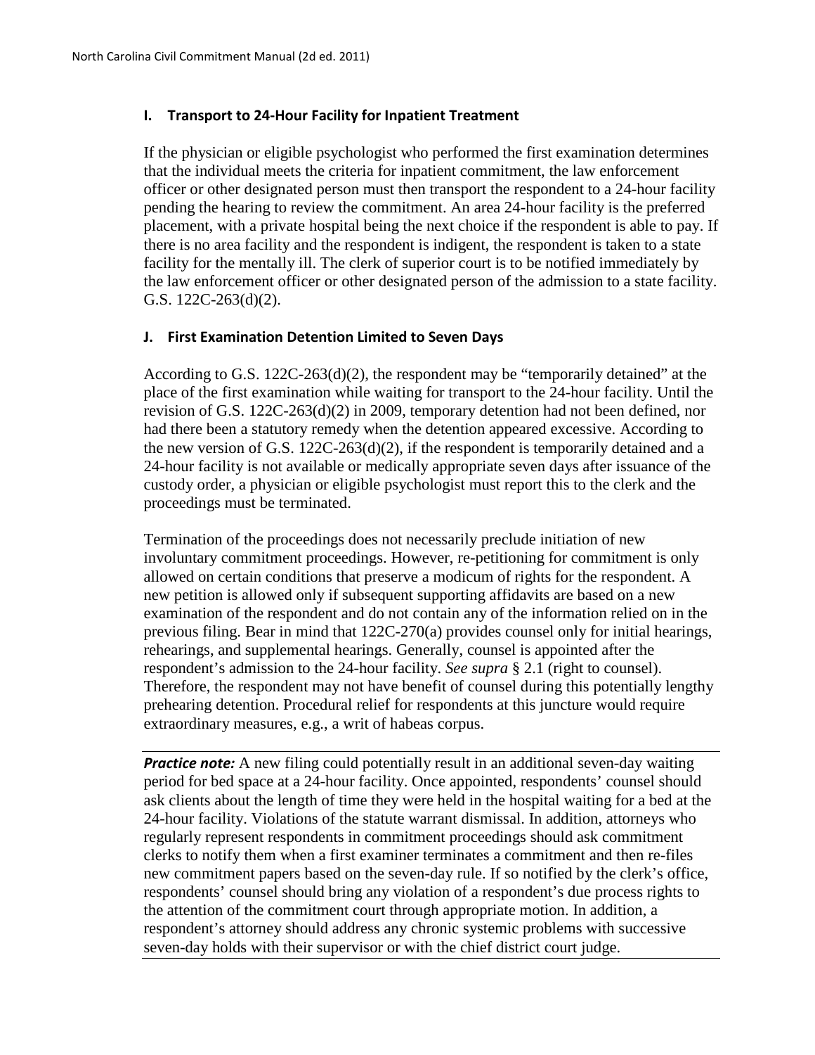### I. Transport to 24-Hour Facility for Inpatient Treatment

If the physician or eligible psychologist who performed the first examination determines that the individual meets the criteria for inpatient commitment, the law enforcement officer or other designated person must then transport the respondent to a 24-hour facility pending the hearing to review the commitment. An area 24-hour facility is the preferred placement, with a private hospital being the next choice if the respondent is able to pay. If there is no area facility and the respondent is indigent, the respondent is taken to a state facility for the mentally ill. The clerk of superior court is to be notified immediately by the law enforcement officer or other designated person of the admission to a state facility. G.S. 122C-263(d)(2).

### J. First Examination Detention Limited to Seven Days

According to G.S. 122C-263(d)(2), the respondent may be "temporarily detained" at the place of the first examination while waiting for transport to the 24-hour facility. Until the revision of G.S. 122C-263(d)(2) in 2009, temporary detention had not been defined, nor had there been a statutory remedy when the detention appeared excessive. According to the new version of G.S. 122C-263(d)(2), if the respondent is temporarily detained and a 24-hour facility is not available or medically appropriate seven days after issuance of the custody order, a physician or eligible psychologist must report this to the clerk and the proceedings must be terminated.

Termination of the proceedings does not necessarily preclude initiation of new involuntary commitment proceedings. However, re-petitioning for commitment is only allowed on certain conditions that preserve a modicum of rights for the respondent. A new petition is allowed only if subsequent supporting affidavits are based on a new examination of the respondent and do not contain any of the information relied on in the previous filing. Bear in mind that 122C-270(a) provides counsel only for initial hearings, rehearings, and supplemental hearings. Generally, counsel is appointed after the respondent's admission to the 24-hour facility. *See supra* § 2.1 (right to counsel). Therefore, the respondent may not have benefit of counsel during this potentially lengthy prehearing detention. Procedural relief for respondents at this juncture would require extraordinary measures, e.g., a writ of habeas corpus.

***Practice note:*** A new filing could potentially result in an additional seven-day waiting period for bed space at a 24-hour facility. Once appointed, respondents' counsel should ask clients about the length of time they were held in the hospital waiting for a bed at the 24-hour facility. Violations of the statute warrant dismissal. In addition, attorneys who regularly represent respondents in commitment proceedings should ask commitment clerks to notify them when a first examiner terminates a commitment and then re-files new commitment papers based on the seven-day rule. If so notified by the clerk's office, respondents' counsel should bring any violation of a respondent's due process rights to the attention of the commitment court through appropriate motion. In addition, a respondent's attorney should address any chronic systemic problems with successive seven-day holds with their supervisor or with the chief district court judge.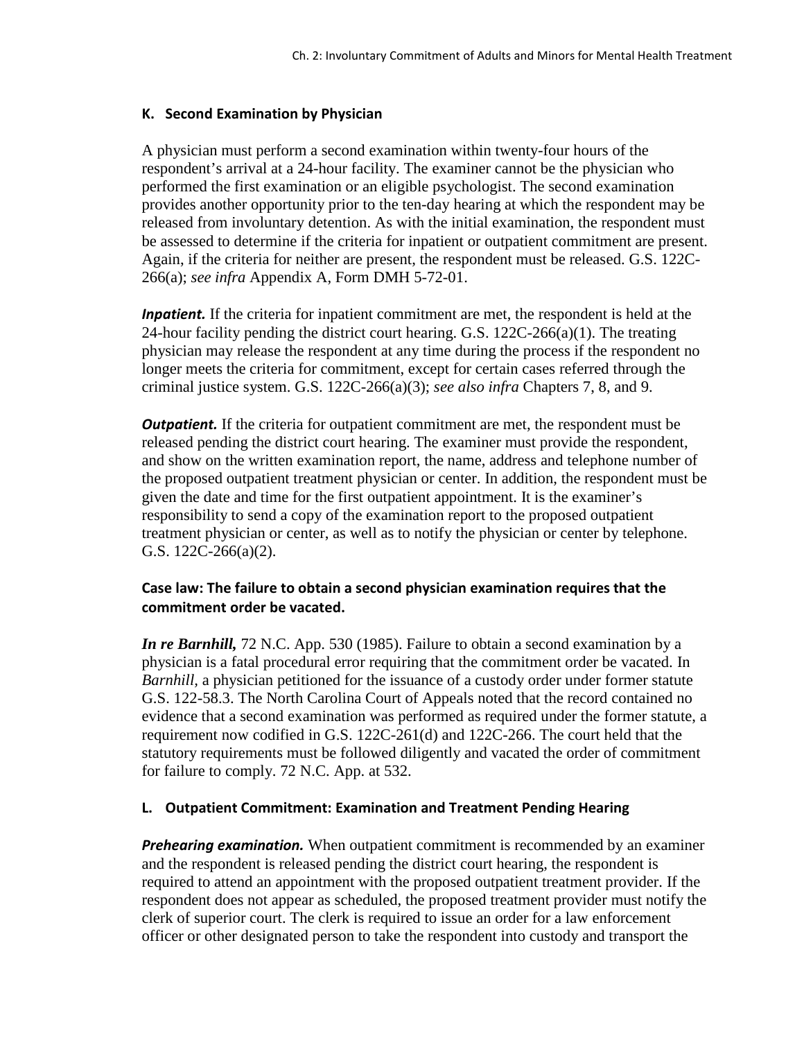### K. Second Examination by Physician

A physician must perform a second examination within twenty-four hours of the respondent's arrival at a 24-hour facility. The examiner cannot be the physician who performed the first examination or an eligible psychologist. The second examination provides another opportunity prior to the ten-day hearing at which the respondent may be released from involuntary detention. As with the initial examination, the respondent must be assessed to determine if the criteria for inpatient or outpatient commitment are present. Again, if the criteria for neither are present, the respondent must be released. G.S. 122C-266(a); *see infra* Appendix A, Form DMH 5-72-01.

***Inpatient.*** If the criteria for inpatient commitment are met, the respondent is held at the 24-hour facility pending the district court hearing. G.S. 122C-266(a)(1). The treating physician may release the respondent at any time during the process if the respondent no longer meets the criteria for commitment, except for certain cases referred through the criminal justice system. G.S. 122C-266(a)(3); *see also infra* Chapters 7, 8, and 9.

***Outpatient.*** If the criteria for outpatient commitment are met, the respondent must be released pending the district court hearing. The examiner must provide the respondent, and show on the written examination report, the name, address and telephone number of the proposed outpatient treatment physician or center. In addition, the respondent must be given the date and time for the first outpatient appointment. It is the examiner's responsibility to send a copy of the examination report to the proposed outpatient treatment physician or center, as well as to notify the physician or center by telephone. G.S. 122C-266(a)(2).

#### Case law: The failure to obtain a second physician examination requires that the commitment order be vacated.

***In re Barnhill,*** 72 N.C. App. 530 (1985). Failure to obtain a second examination by a physician is a fatal procedural error requiring that the commitment order be vacated. In *Barnhill*, a physician petitioned for the issuance of a custody order under former statute G.S. 122-58.3. The North Carolina Court of Appeals noted that the record contained no evidence that a second examination was performed as required under the former statute, a requirement now codified in G.S. 122C-261(d) and 122C-266. The court held that the statutory requirements must be followed diligently and vacated the order of commitment for failure to comply. 72 N.C. App. at 532.

### L. Outpatient Commitment: Examination and Treatment Pending Hearing

***Prehearing examination.*** When outpatient commitment is recommended by an examiner and the respondent is released pending the district court hearing, the respondent is required to attend an appointment with the proposed outpatient treatment provider. If the respondent does not appear as scheduled, the proposed treatment provider must notify the clerk of superior court. The clerk is required to issue an order for a law enforcement officer or other designated person to take the respondent into custody and transport the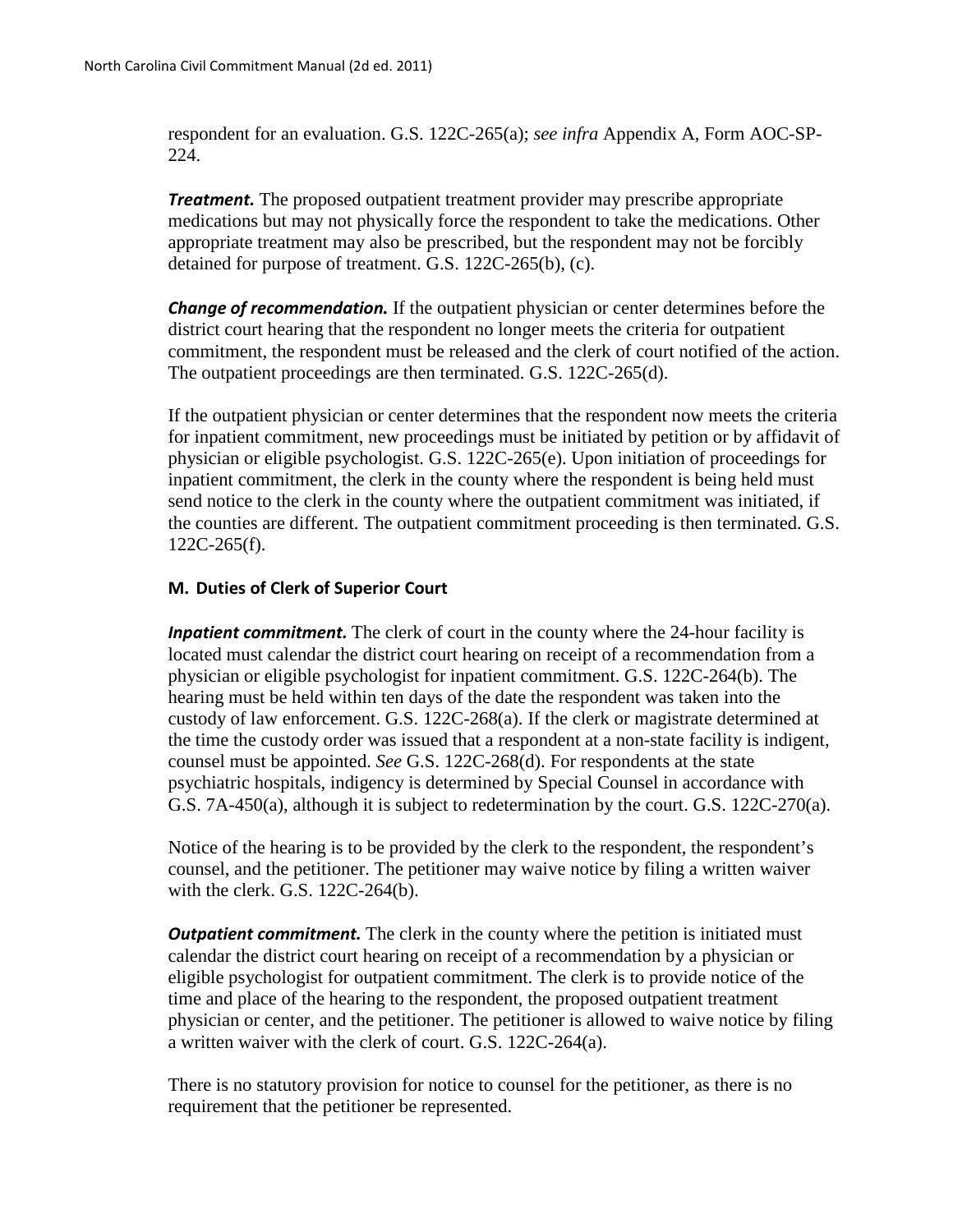respondent for an evaluation. G.S. 122C-265(a); *see infra* Appendix A, Form AOC-SP-224.

***Treatment.*** The proposed outpatient treatment provider may prescribe appropriate medications but may not physically force the respondent to take the medications. Other appropriate treatment may also be prescribed, but the respondent may not be forcibly detained for purpose of treatment. G.S. 122C-265(b), (c).

***Change of recommendation.*** If the outpatient physician or center determines before the district court hearing that the respondent no longer meets the criteria for outpatient commitment, the respondent must be released and the clerk of court notified of the action. The outpatient proceedings are then terminated. G.S. 122C-265(d).

If the outpatient physician or center determines that the respondent now meets the criteria for inpatient commitment, new proceedings must be initiated by petition or by affidavit of physician or eligible psychologist. G.S. 122C-265(e). Upon initiation of proceedings for inpatient commitment, the clerk in the county where the respondent is being held must send notice to the clerk in the county where the outpatient commitment was initiated, if the counties are different. The outpatient commitment proceeding is then terminated. G.S. 122C-265(f).

### M. Duties of Clerk of Superior Court

***Inpatient commitment.*** The clerk of court in the county where the 24-hour facility is located must calendar the district court hearing on receipt of a recommendation from a physician or eligible psychologist for inpatient commitment. G.S. 122C-264(b). The hearing must be held within ten days of the date the respondent was taken into the custody of law enforcement. G.S. 122C-268(a). If the clerk or magistrate determined at the time the custody order was issued that a respondent at a non-state facility is indigent, counsel must be appointed. *See* G.S. 122C-268(d). For respondents at the state psychiatric hospitals, indigency is determined by Special Counsel in accordance with G.S. 7A-450(a), although it is subject to redetermination by the court. G.S. 122C-270(a).

Notice of the hearing is to be provided by the clerk to the respondent, the respondent's counsel, and the petitioner. The petitioner may waive notice by filing a written waiver with the clerk. G.S. 122C-264(b).

***Outpatient commitment.*** The clerk in the county where the petition is initiated must calendar the district court hearing on receipt of a recommendation by a physician or eligible psychologist for outpatient commitment. The clerk is to provide notice of the time and place of the hearing to the respondent, the proposed outpatient treatment physician or center, and the petitioner. The petitioner is allowed to waive notice by filing a written waiver with the clerk of court. G.S. 122C-264(a).

There is no statutory provision for notice to counsel for the petitioner, as there is no requirement that the petitioner be represented.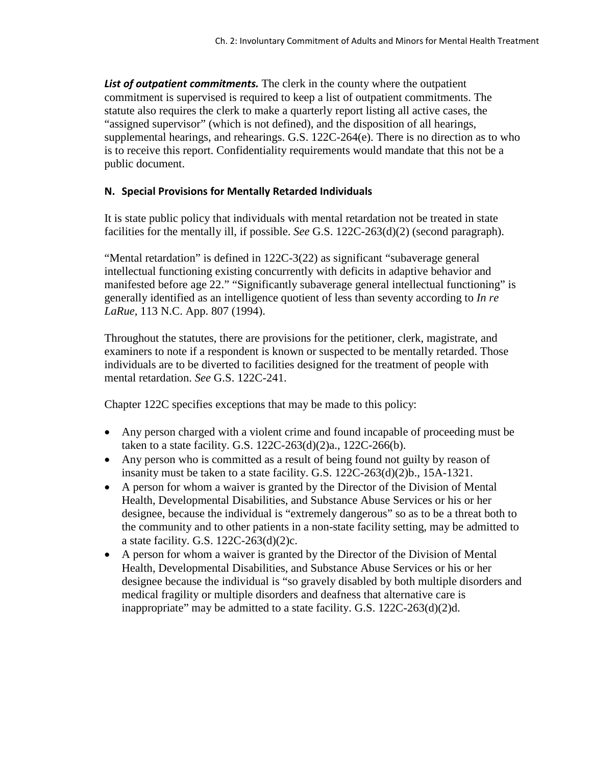***List of outpatient commitments.*** The clerk in the county where the outpatient commitment is supervised is required to keep a list of outpatient commitments. The statute also requires the clerk to make a quarterly report listing all active cases, the "assigned supervisor" (which is not defined), and the disposition of all hearings, supplemental hearings, and rehearings. G.S. 122C-264(e). There is no direction as to who is to receive this report. Confidentiality requirements would mandate that this not be a public document.

### N. Special Provisions for Mentally Retarded Individuals

It is state public policy that individuals with mental retardation not be treated in state facilities for the mentally ill, if possible. *See* G.S. 122C-263(d)(2) (second paragraph).

"Mental retardation" is defined in 122C-3(22) as significant "subaverage general intellectual functioning existing concurrently with deficits in adaptive behavior and manifested before age 22." "Significantly subaverage general intellectual functioning" is generally identified as an intelligence quotient of less than seventy according to *In re LaRue*, 113 N.C. App. 807 (1994).

Throughout the statutes, there are provisions for the petitioner, clerk, magistrate, and examiners to note if a respondent is known or suspected to be mentally retarded. Those individuals are to be diverted to facilities designed for the treatment of people with mental retardation. *See* G.S. 122C-241.

Chapter 122C specifies exceptions that may be made to this policy:

- Any person charged with a violent crime and found incapable of proceeding must be taken to a state facility. G.S. 122C-263(d)(2)a., 122C-266(b).
- Any person who is committed as a result of being found not guilty by reason of insanity must be taken to a state facility. G.S. 122C-263(d)(2)b., 15A-1321.
- A person for whom a waiver is granted by the Director of the Division of Mental Health, Developmental Disabilities, and Substance Abuse Services or his or her designee, because the individual is "extremely dangerous" so as to be a threat both to the community and to other patients in a non-state facility setting, may be admitted to a state facility. G.S. 122C-263(d)(2)c.
- A person for whom a waiver is granted by the Director of the Division of Mental Health, Developmental Disabilities, and Substance Abuse Services or his or her designee because the individual is "so gravely disabled by both multiple disorders and medical fragility or multiple disorders and deafness that alternative care is inappropriate" may be admitted to a state facility. G.S. 122C-263(d)(2)d.